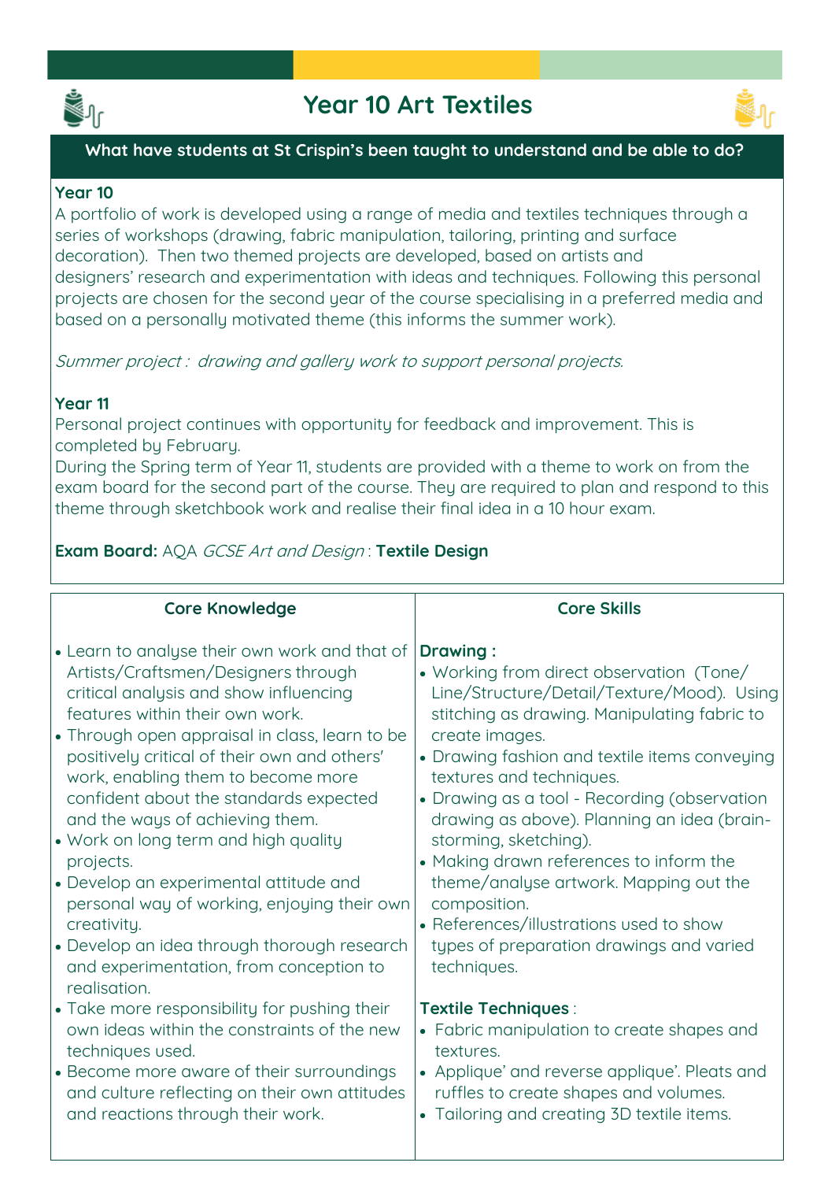# Year 10 Art Textiles

## What have students at St Crispin's been taught to understand and be able to do?

**Year 10**
A portfolio of work is developed using a range of media and textiles techniques through a series of workshops (drawing, fabric manipulation, tailoring, printing and surface decoration). Then two themed projects are developed, based on artists and designers' research and experimentation with ideas and techniques. Following this personal projects are chosen for the second year of the course specialising in a preferred media and based on a personally motivated theme (this informs the summer work).

*Summer project : drawing and gallery work to support personal projects.*

**Year 11**
Personal project continues with opportunity for feedback and improvement. This is completed by February.
During the Spring term of Year 11, students are provided with a theme to work on from the exam board for the second part of the course. They are required to plan and respond to this theme through sketchbook work and realise their final idea in a 10 hour exam.

**Exam Board:** AQA *GCSE Art and Design* : **Textile Design**

| Core Knowledge | Core Skills |
|---|---|
| • Learn to analyse their own work and that of Artists/Craftsmen/Designers through critical analysis and show influencing features within their own work.<br>• Through open appraisal in class, learn to be positively critical of their own and others' work, enabling them to become more confident about the standards expected and the ways of achieving them.<br>• Work on long term and high quality projects.<br>• Develop an experimental attitude and personal way of working, enjoying their own creativity.<br>• Develop an idea through thorough research and experimentation, from conception to realisation.<br>• Take more responsibility for pushing their own ideas within the constraints of the new techniques used.<br>• Become more aware of their surroundings and culture reflecting on their own attitudes and reactions through their work. | **Drawing :**<br>• Working from direct observation (Tone/ Line/Structure/Detail/Texture/Mood). Using stitching as drawing. Manipulating fabric to create images.<br>• Drawing fashion and textile items conveying textures and techniques.<br>• Drawing as a tool - Recording (observation drawing as above). Planning an idea (brain-storming, sketching).<br>• Making drawn references to inform the theme/analyse artwork. Mapping out the composition.<br>• References/illustrations used to show types of preparation drawings and varied techniques.<br><br>**Textile Techniques** :<br>• Fabric manipulation to create shapes and textures.<br>• Applique' and reverse applique'. Pleats and ruffles to create shapes and volumes.<br>• Tailoring and creating 3D textile items. |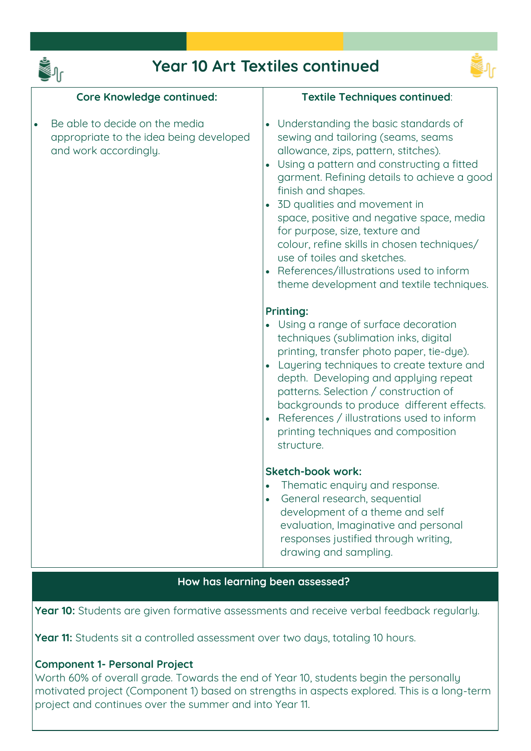# Year 10 Art Textiles continued

| Core Knowledge continued: | Textile Techniques continued: |
|---|---|
| • Be able to decide on the media appropriate to the idea being developed and work accordingly. | • Understanding the basic standards of sewing and tailoring (seams, seams allowance, zips, pattern, stitches).<br>• Using a pattern and constructing a fitted garment. Refining details to achieve a good finish and shapes.<br>• 3D qualities and movement in space, positive and negative space, media for purpose, size, texture and colour, refine skills in chosen techniques/ use of toiles and sketches.<br>• References/illustrations used to inform theme development and textile techniques.<br><br>**Printing:**<br>• Using a range of surface decoration techniques (sublimation inks, digital printing, transfer photo paper, tie-dye).<br>• Layering techniques to create texture and depth. Developing and applying repeat patterns. Selection / construction of backgrounds to produce different effects.<br>• References / illustrations used to inform printing techniques and composition structure.<br><br>**Sketch-book work:**<br>• Thematic enquiry and response.<br>• General research, sequential development of a theme and self evaluation, Imaginative and personal responses justified through writing, drawing and sampling. |

## How has learning been assessed?

**Year 10:** Students are given formative assessments and receive verbal feedback regularly.

**Year 11:** Students sit a controlled assessment over two days, totaling 10 hours.

**Component 1- Personal Project**
Worth 60% of overall grade. Towards the end of Year 10, students begin the personally motivated project (Component 1) based on strengths in aspects explored. This is a long-term project and continues over the summer and into Year 11.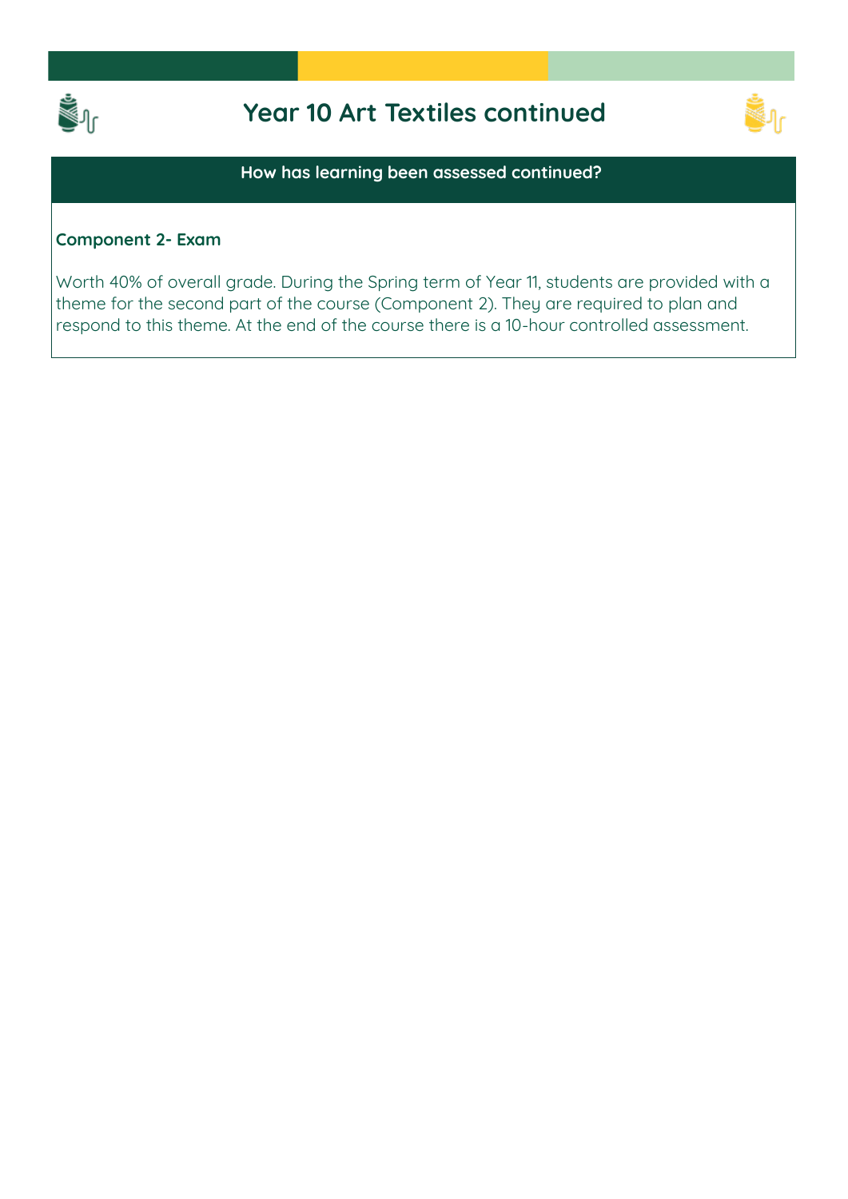# Year 10 Art Textiles continued

## How has learning been assessed continued?

### Component 2- Exam

Worth 40% of overall grade. During the Spring term of Year 11, students are provided with a theme for the second part of the course (Component 2). They are required to plan and respond to this theme. At the end of the course there is a 10-hour controlled assessment.